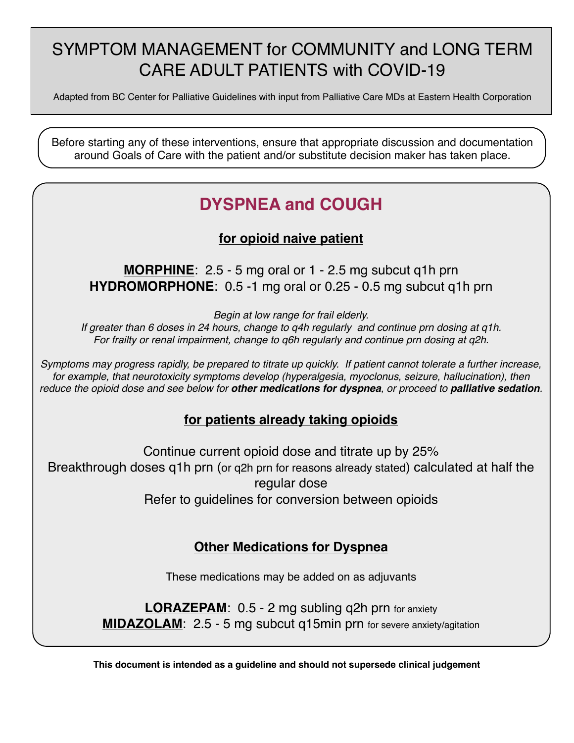# SYMPTOM MANAGEMENT for COMMUNITY and LONG TERM CARE ADULT PATIENTS with COVID-19

Adapted from BC Center for Palliative Guidelines with input from Palliative Care MDs at Eastern Health Corporation

Before starting any of these interventions, ensure that appropriate discussion and documentation around Goals of Care with the patient and/or substitute decision maker has taken place.

## DYSPNEA and COUGH

### for opioid naive patient

**MORPHINE**: 2.5 - 5 mg oral or 1 - 2.5 mg subcut q1h prn
**HYDROMORPHONE**: 0.5 -1 mg oral or 0.25 - 0.5 mg subcut q1h prn

*Begin at low range for frail elderly.*
*If greater than 6 doses in 24 hours, change to q4h regularly and continue prn dosing at q1h.*
*For frailty or renal impairment, change to q6h regularly and continue prn dosing at q2h.*

*Symptoms may progress rapidly, be prepared to titrate up quickly. If patient cannot tolerate a further increase, for example, that neurotoxicity symptoms develop (hyperalgesia, myoclonus, seizure, hallucination), then reduce the opioid dose and see below for **other medications for dyspnea**, or proceed to **palliative sedation**.*

### for patients already taking opioids

Continue current opioid dose and titrate up by 25%
Breakthrough doses q1h prn (or q2h prn for reasons already stated) calculated at half the regular dose
Refer to guidelines for conversion between opioids

### Other Medications for Dyspnea

These medications may be added on as adjuvants

**LORAZEPAM**: 0.5 - 2 mg subling q2h prn for anxiety
**MIDAZOLAM**: 2.5 - 5 mg subcut q15min prn for severe anxiety/agitation

**This document is intended as a guideline and should not supersede clinical judgement**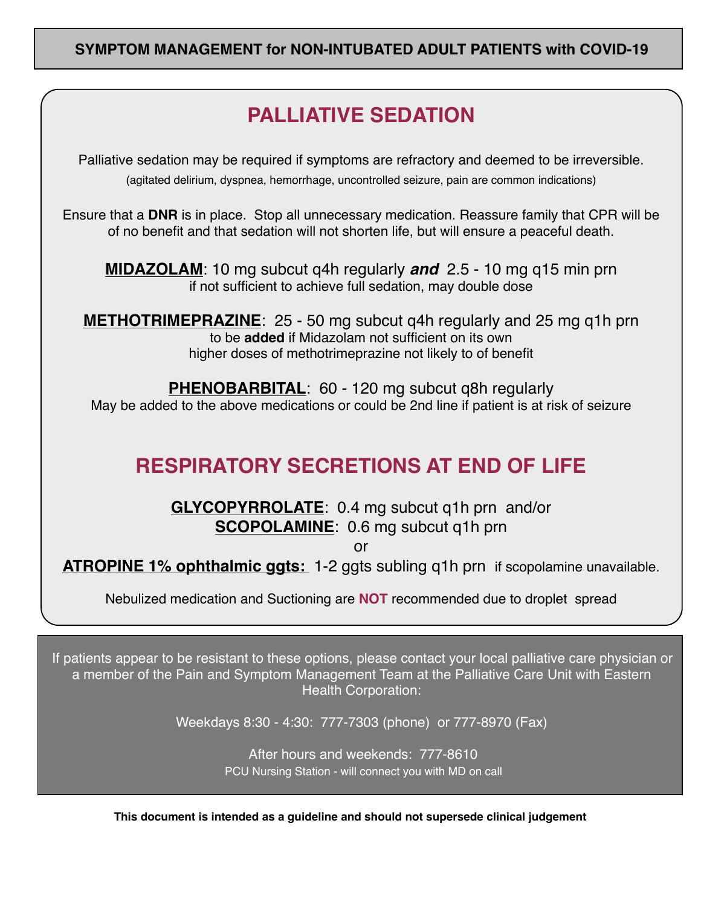**SYMPTOM MANAGEMENT for NON-INTUBATED ADULT PATIENTS with COVID-19**

## PALLIATIVE SEDATION

Palliative sedation may be required if symptoms are refractory and deemed to be irreversible.
(agitated delirium, dyspnea, hemorrhage, uncontrolled seizure, pain are common indications)

Ensure that a **DNR** is in place. Stop all unnecessary medication. Reassure family that CPR will be of no benefit and that sedation will not shorten life, but will ensure a peaceful death.

**MIDAZOLAM**: 10 mg subcut q4h regularly ***and*** 2.5 - 10 mg q15 min prn
if not sufficient to achieve full sedation, may double dose

**METHOTRIMEPRAZINE**: 25 - 50 mg subcut q4h regularly and 25 mg q1h prn
to be **added** if Midazolam not sufficient on its own
higher doses of methotrimeprazine not likely to of benefit

**PHENOBARBITAL**: 60 - 120 mg subcut q8h regularly
May be added to the above medications or could be 2nd line if patient is at risk of seizure

## RESPIRATORY SECRETIONS AT END OF LIFE

**GLYCOPYRROLATE**: 0.4 mg subcut q1h prn and/or
**SCOPOLAMINE**: 0.6 mg subcut q1h prn
or
**ATROPINE 1% ophthalmic ggts:** 1-2 ggts subling q1h prn if scopolamine unavailable.

Nebulized medication and Suctioning are **NOT** recommended due to droplet spread

If patients appear to be resistant to these options, please contact your local palliative care physician or a member of the Pain and Symptom Management Team at the Palliative Care Unit with Eastern Health Corporation:

Weekdays 8:30 - 4:30: 777-7303 (phone) or 777-8970 (Fax)

After hours and weekends: 777-8610
PCU Nursing Station - will connect you with MD on call

**This document is intended as a guideline and should not supersede clinical judgement**